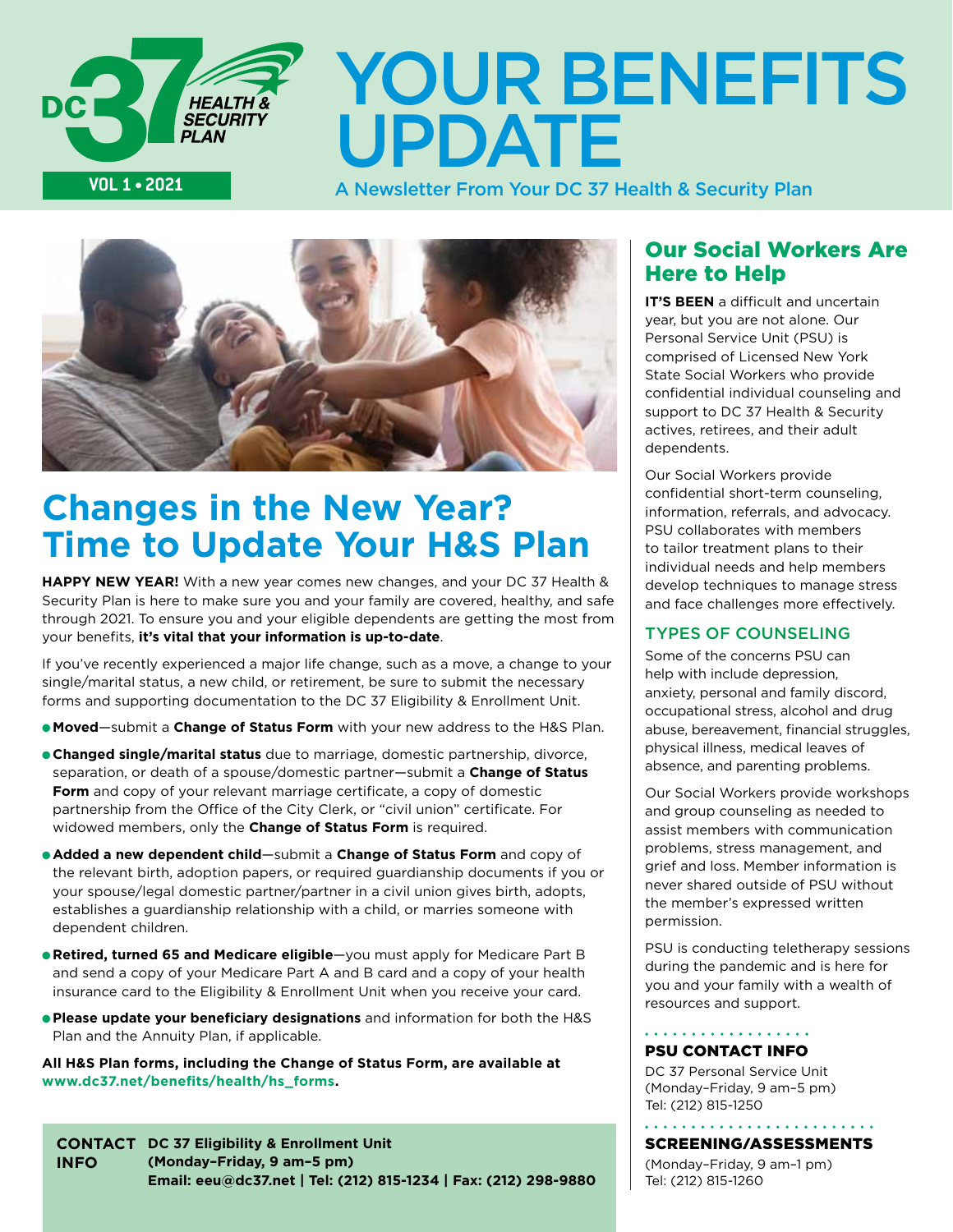DC 37 HEALTH & SECURITY PLAN

VOL 1 • 2021

# YOUR BENEFITS UPDATE

A Newsletter From Your DC 37 Health & Security Plan

## Changes in the New Year? Time to Update Your H&S Plan

**HAPPY NEW YEAR!** With a new year comes new changes, and your DC 37 Health & Security Plan is here to make sure you and your family are covered, healthy, and safe through 2021. To ensure you and your eligible dependents are getting the most from your benefits, **it's vital that your information is up-to-date**.

If you've recently experienced a major life change, such as a move, a change to your single/marital status, a new child, or retirement, be sure to submit the necessary forms and supporting documentation to the DC 37 Eligibility & Enrollment Unit.

- **Moved**—submit a **Change of Status Form** with your new address to the H&S Plan.
- **Changed single/marital status** due to marriage, domestic partnership, divorce, separation, or death of a spouse/domestic partner—submit a **Change of Status Form** and copy of your relevant marriage certificate, a copy of domestic partnership from the Office of the City Clerk, or "civil union" certificate. For widowed members, only the **Change of Status Form** is required.
- **Added a new dependent child**—submit a **Change of Status Form** and copy of the relevant birth, adoption papers, or required guardianship documents if you or your spouse/legal domestic partner/partner in a civil union gives birth, adopts, establishes a guardianship relationship with a child, or marries someone with dependent children.
- **Retired, turned 65 and Medicare eligible**—you must apply for Medicare Part B and send a copy of your Medicare Part A and B card and a copy of your health insurance card to the Eligibility & Enrollment Unit when you receive your card.
- **Please update your beneficiary designations** and information for both the H&S Plan and the Annuity Plan, if applicable.

**All H&S Plan forms, including the Change of Status Form, are available at www.dc37.net/benefits/health/hs_forms.**

**CONTACT INFO** **DC 37 Eligibility & Enrollment Unit**
**(Monday–Friday, 9 am–5 pm)**
**Email: eeu@dc37.net | Tel: (212) 815-1234 | Fax: (212) 298-9880**

## Our Social Workers Are Here to Help

**IT'S BEEN** a difficult and uncertain year, but you are not alone. Our Personal Service Unit (PSU) is comprised of Licensed New York State Social Workers who provide confidential individual counseling and support to DC 37 Health & Security actives, retirees, and their adult dependents.

Our Social Workers provide confidential short-term counseling, information, referrals, and advocacy. PSU collaborates with members to tailor treatment plans to their individual needs and help members develop techniques to manage stress and face challenges more effectively.

### TYPES OF COUNSELING

Some of the concerns PSU can help with include depression, anxiety, personal and family discord, occupational stress, alcohol and drug abuse, bereavement, financial struggles, physical illness, medical leaves of absence, and parenting problems.

Our Social Workers provide workshops and group counseling as needed to assist members with communication problems, stress management, and grief and loss. Member information is never shared outside of PSU without the member's expressed written permission.

PSU is conducting teletherapy sessions during the pandemic and is here for you and your family with a wealth of resources and support.

### PSU CONTACT INFO

DC 37 Personal Service Unit
(Monday–Friday, 9 am–5 pm)
Tel: (212) 815-1250

### SCREENING/ASSESSMENTS

(Monday–Friday, 9 am–1 pm)
Tel: (212) 815-1260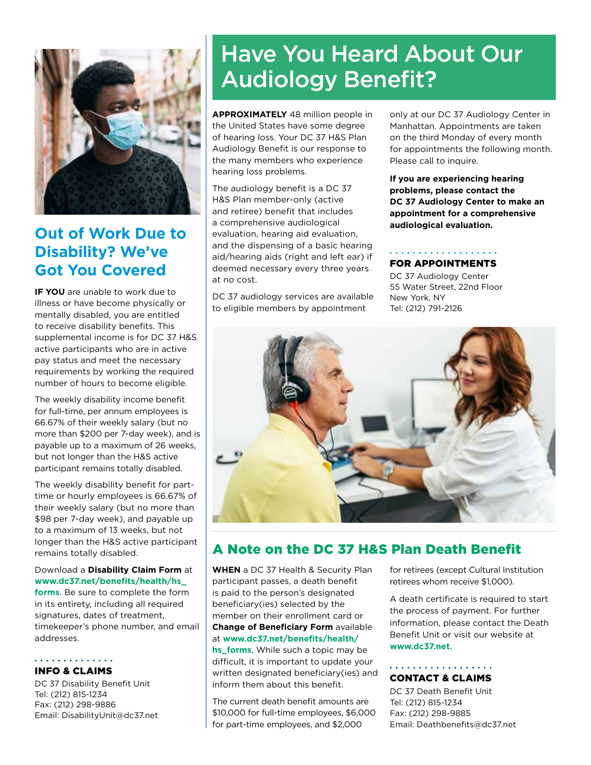## Out of Work Due to Disability? We've Got You Covered

**IF YOU** are unable to work due to illness or have become physically or mentally disabled, you are entitled to receive disability benefits. This supplemental income is for DC 37 H&S active participants who are in active pay status and meet the necessary requirements by working the required number of hours to become eligible.

The weekly disability income benefit for full-time, per annum employees is 66.67% of their weekly salary (but no more than $200 per 7-day week), and is payable up to a maximum of 26 weeks, but not longer than the H&S active participant remains totally disabled.

The weekly disability benefit for part-time or hourly employees is 66.67% of their weekly salary (but no more than $98 per 7-day week), and payable up to a maximum of 13 weeks, but not longer than the H&S active participant remains totally disabled.

Download a **Disability Claim Form** at **www.dc37.net/benefits/health/hs_forms**. Be sure to complete the form in its entirety, including all required signatures, dates of treatment, timekeeper's phone number, and email addresses.

**INFO & CLAIMS**

DC 37 Disability Benefit Unit
Tel: (212) 815-1234
Fax: (212) 298-9886
Email: DisabilityUnit@dc37.net

# Have You Heard About Our Audiology Benefit?

**APPROXIMATELY** 48 million people in the United States have some degree of hearing loss. Your DC 37 H&S Plan Audiology Benefit is our response to the many members who experience hearing loss problems.

The audiology benefit is a DC 37 H&S Plan member-only (active and retiree) benefit that includes a comprehensive audiological evaluation, hearing aid evaluation, and the dispensing of a basic hearing aid/hearing aids (right and left ear) if deemed necessary every three years at no cost.

DC 37 audiology services are available to eligible members by appointment only at our DC 37 Audiology Center in Manhattan. Appointments are taken on the third Monday of every month for appointments the following month. Please call to inquire.

**If you are experiencing hearing problems, please contact the DC 37 Audiology Center to make an appointment for a comprehensive audiological evaluation.**

**FOR APPOINTMENTS**

DC 37 Audiology Center
55 Water Street, 22nd Floor
New York, NY
Tel: (212) 791-2126

## A Note on the DC 37 H&S Plan Death Benefit

**WHEN** a DC 37 Health & Security Plan participant passes, a death benefit is paid to the person's designated beneficiary(ies) selected by the member on their enrollment card or **Change of Beneficiary Form** available at **www.dc37.net/benefits/health/hs_forms**. While such a topic may be difficult, it is important to update your written designated beneficiary(ies) and inform them about this benefit.

The current death benefit amounts are $10,000 for full-time employees, $6,000 for part-time employees, and $2,000 for retirees (except Cultural Institution retirees whom receive $1,000).

A death certificate is required to start the process of payment. For further information, please contact the Death Benefit Unit or visit our website at **www.dc37.net**.

**CONTACT & CLAIMS**

DC 37 Death Benefit Unit
Tel: (212) 815-1234
Fax: (212) 298-9885
Email: Deathbenefits@dc37.net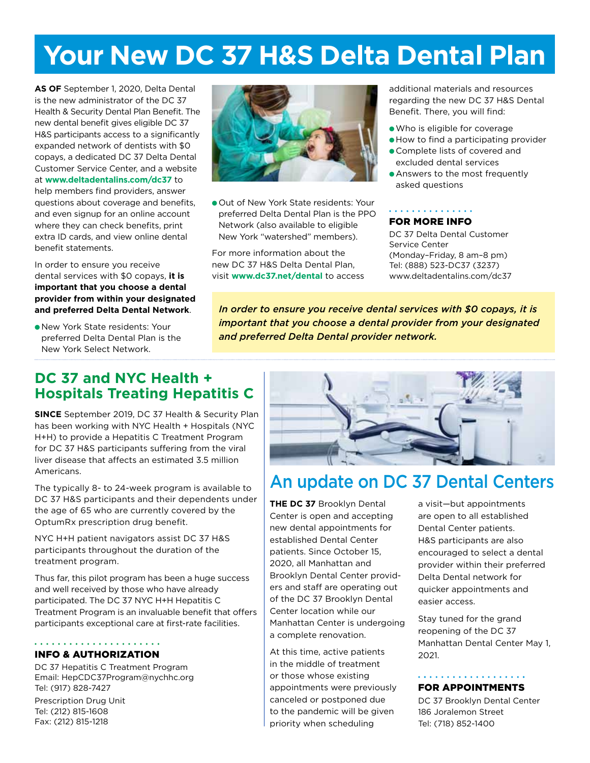# Your New DC 37 H&S Delta Dental Plan

**AS OF** September 1, 2020, Delta Dental is the new administrator of the DC 37 Health & Security Dental Plan Benefit. The new dental benefit gives eligible DC 37 H&S participants access to a significantly expanded network of dentists with $0 copays, a dedicated DC 37 Delta Dental Customer Service Center, and a website at **www.deltadentalins.com/dc37** to help members find providers, answer questions about coverage and benefits, and even signup for an online account where they can check benefits, print extra ID cards, and view online dental benefit statements.

In order to ensure you receive dental services with $0 copays, **it is important that you choose a dental provider from within your designated and preferred Delta Dental Network**.

- New York State residents: Your preferred Delta Dental Plan is the New York Select Network.
- Out of New York State residents: Your preferred Delta Dental Plan is the PPO Network (also available to eligible New York "watershed" members).

For more information about the new DC 37 H&S Delta Dental Plan, visit **www.dc37.net/dental** to access additional materials and resources regarding the new DC 37 H&S Dental Benefit. There, you will find:

- Who is eligible for coverage
- How to find a participating provider
- Complete lists of covered and excluded dental services
- Answers to the most frequently asked questions

### FOR MORE INFO

DC 37 Delta Dental Customer Service Center
(Monday–Friday, 8 am–8 pm)
Tel: (888) 523-DC37 (3237)
www.deltadentalins.com/dc37

***In order to ensure you receive dental services with $0 copays, it is important that you choose a dental provider from your designated and preferred Delta Dental provider network.***

## DC 37 and NYC Health + Hospitals Treating Hepatitis C

**SINCE** September 2019, DC 37 Health & Security Plan has been working with NYC Health + Hospitals (NYC H+H) to provide a Hepatitis C Treatment Program for DC 37 H&S participants suffering from the viral liver disease that affects an estimated 3.5 million Americans.

The typically 8- to 24-week program is available to DC 37 H&S participants and their dependents under the age of 65 who are currently covered by the OptumRx prescription drug benefit.

NYC H+H patient navigators assist DC 37 H&S participants throughout the duration of the treatment program.

Thus far, this pilot program has been a huge success and well received by those who have already participated. The DC 37 NYC H+H Hepatitis C Treatment Program is an invaluable benefit that offers participants exceptional care at first-rate facilities.

### INFO & AUTHORIZATION

DC 37 Hepatitis C Treatment Program
Email: HepCDC37Program@nychhc.org
Tel: (917) 828-7427

Prescription Drug Unit
Tel: (212) 815-1608
Fax: (212) 815-1218

## An update on DC 37 Dental Centers

**THE DC 37** Brooklyn Dental Center is open and accepting new dental appointments for established Dental Center patients. Since October 15, 2020, all Manhattan and Brooklyn Dental Center providers and staff are operating out of the DC 37 Brooklyn Dental Center location while our Manhattan Center is undergoing a complete renovation.

At this time, active patients in the middle of treatment or those whose existing appointments were previously canceled or postponed due to the pandemic will be given priority when scheduling a visit—but appointments are open to all established Dental Center patients. H&S participants are also encouraged to select a dental provider within their preferred Delta Dental network for quicker appointments and easier access.

Stay tuned for the grand reopening of the DC 37 Manhattan Dental Center May 1, 2021.

### FOR APPOINTMENTS

DC 37 Brooklyn Dental Center
186 Joralemon Street
Tel: (718) 852-1400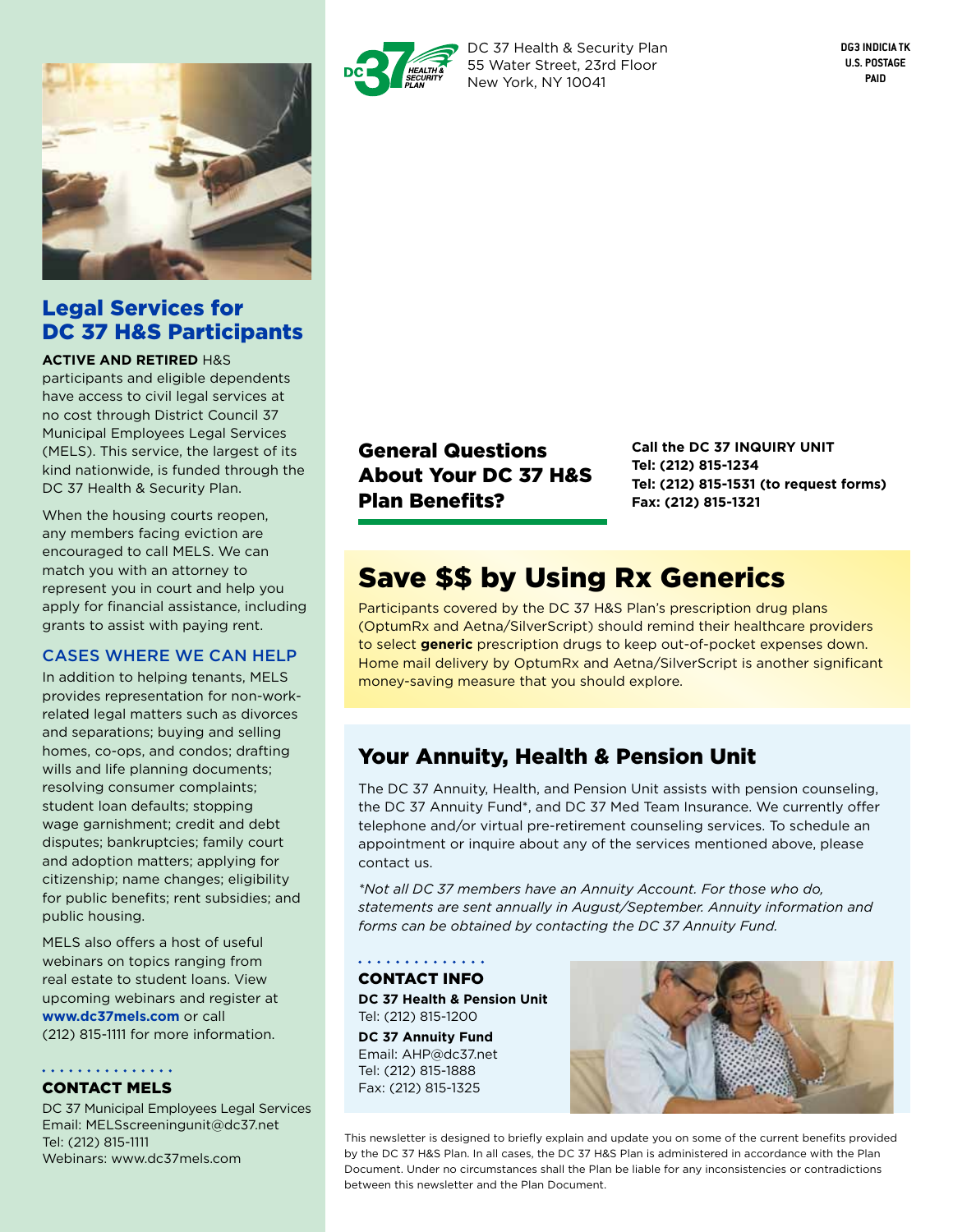## Legal Services for DC 37 H&S Participants

**ACTIVE AND RETIRED** H&S participants and eligible dependents have access to civil legal services at no cost through District Council 37 Municipal Employees Legal Services (MELS). This service, the largest of its kind nationwide, is funded through the DC 37 Health & Security Plan.

When the housing courts reopen, any members facing eviction are encouraged to call MELS. We can match you with an attorney to represent you in court and help you apply for financial assistance, including grants to assist with paying rent.

### CASES WHERE WE CAN HELP

In addition to helping tenants, MELS provides representation for non-work-related legal matters such as divorces and separations; buying and selling homes, co-ops, and condos; drafting wills and life planning documents; resolving consumer complaints; student loan defaults; stopping wage garnishment; credit and debt disputes; bankruptcies; family court and adoption matters; applying for citizenship; name changes; eligibility for public benefits; rent subsidies; and public housing.

MELS also offers a host of useful webinars on topics ranging from real estate to student loans. View upcoming webinars and register at **www.dc37mels.com** or call (212) 815-1111 for more information.

### CONTACT MELS

DC 37 Municipal Employees Legal Services
Email: MELSscreeningunit@dc37.net
Tel: (212) 815-1111
Webinars: www.dc37mels.com

DC 37 Health & Security Plan
55 Water Street, 23rd Floor
New York, NY 10041

DG3 INDICIA TK
U.S. POSTAGE
PAID

## General Questions About Your DC 37 H&S Plan Benefits?

**Call the DC 37 INQUIRY UNIT**
**Tel: (212) 815-1234**
**Tel: (212) 815-1531 (to request forms)**
**Fax: (212) 815-1321**

## Save $$ by Using Rx Generics

Participants covered by the DC 37 H&S Plan's prescription drug plans (OptumRx and Aetna/SilverScript) should remind their healthcare providers to select **generic** prescription drugs to keep out-of-pocket expenses down. Home mail delivery by OptumRx and Aetna/SilverScript is another significant money-saving measure that you should explore.

## Your Annuity, Health & Pension Unit

The DC 37 Annuity, Health, and Pension Unit assists with pension counseling, the DC 37 Annuity Fund*, and DC 37 Med Team Insurance. We currently offer telephone and/or virtual pre-retirement counseling services. To schedule an appointment or inquire about any of the services mentioned above, please contact us.

*\*Not all DC 37 members have an Annuity Account. For those who do, statements are sent annually in August/September. Annuity information and forms can be obtained by contacting the DC 37 Annuity Fund.*

### CONTACT INFO

**DC 37 Health & Pension Unit**
Tel: (212) 815-1200

**DC 37 Annuity Fund**
Email: AHP@dc37.net
Tel: (212) 815-1888
Fax: (212) 815-1325

This newsletter is designed to briefly explain and update you on some of the current benefits provided by the DC 37 H&S Plan. In all cases, the DC 37 H&S Plan is administered in accordance with the Plan Document. Under no circumstances shall the Plan be liable for any inconsistencies or contradictions between this newsletter and the Plan Document.